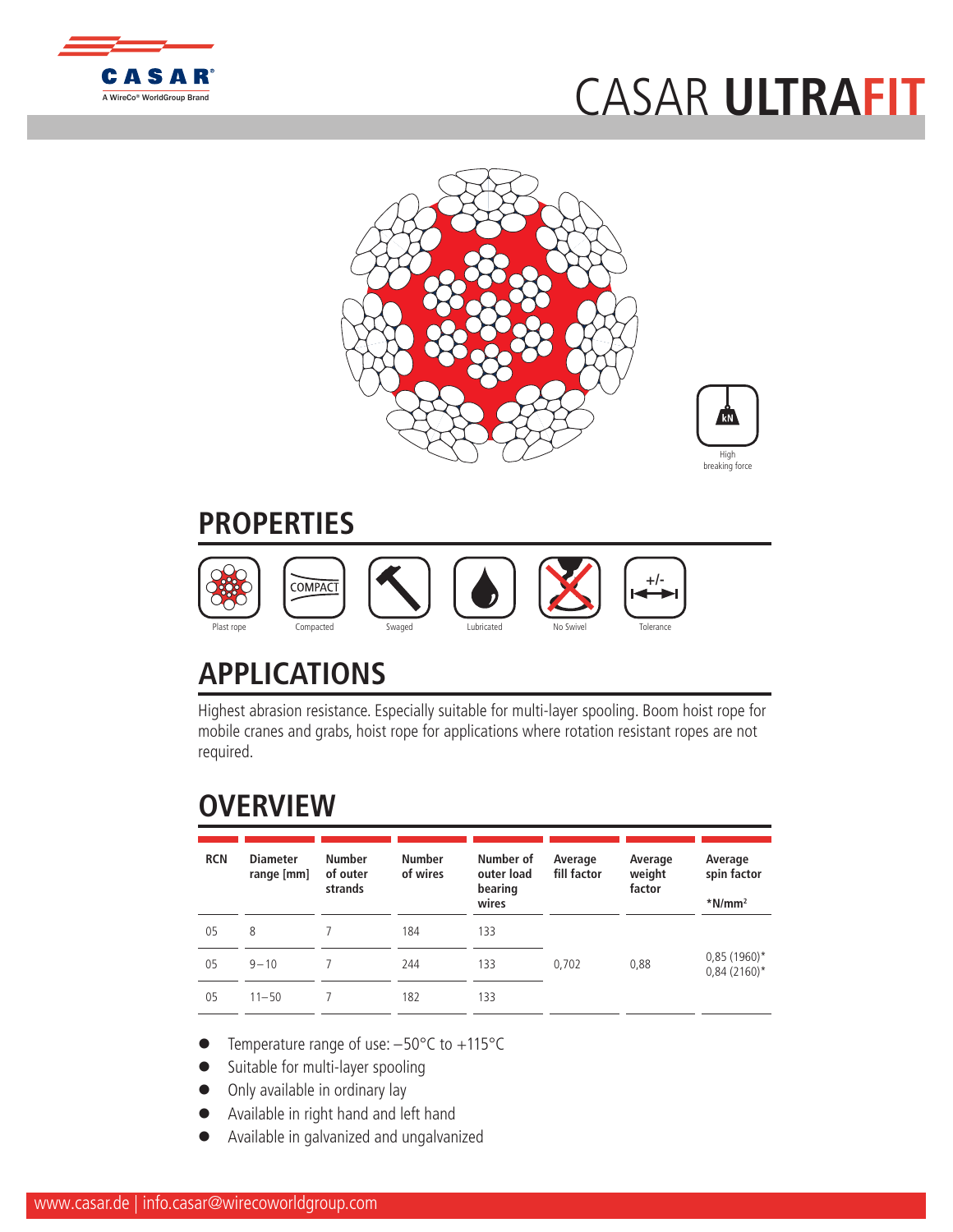# CASAR **ULTRAFIT**

High breaking force

## PROPERTIES

Plast rope | Compacted | Swaged | Lubricated | No Swivel | Tolerance

## APPLICATIONS

Highest abrasion resistance. Especially suitable for multi-layer spooling. Boom hoist rope for mobile cranes and grabs, hoist rope for applications where rotation resistant ropes are not required.

## OVERVIEW

| RCN | Diameter range [mm] | Number of outer strands | Number of wires | Number of outer load bearing wires | Average fill factor | Average weight factor | Average spin factor *N/mm² |
|---|---|---|---|---|---|---|---|
| 05 | 8 | 7 | 184 | 133 | 0,702 | 0,88 | 0,85 (1960)* 0,84 (2160)* |
| 05 | 9 – 10 | 7 | 244 | 133 | | | |
| 05 | 11 – 50 | 7 | 182 | 133 | | | |

- Temperature range of use: −50°C to +115°C
- Suitable for multi-layer spooling
- Only available in ordinary lay
- Available in right hand and left hand
- Available in galvanized and ungalvanized

www.casar.de | info.casar@wirecoworldgroup.com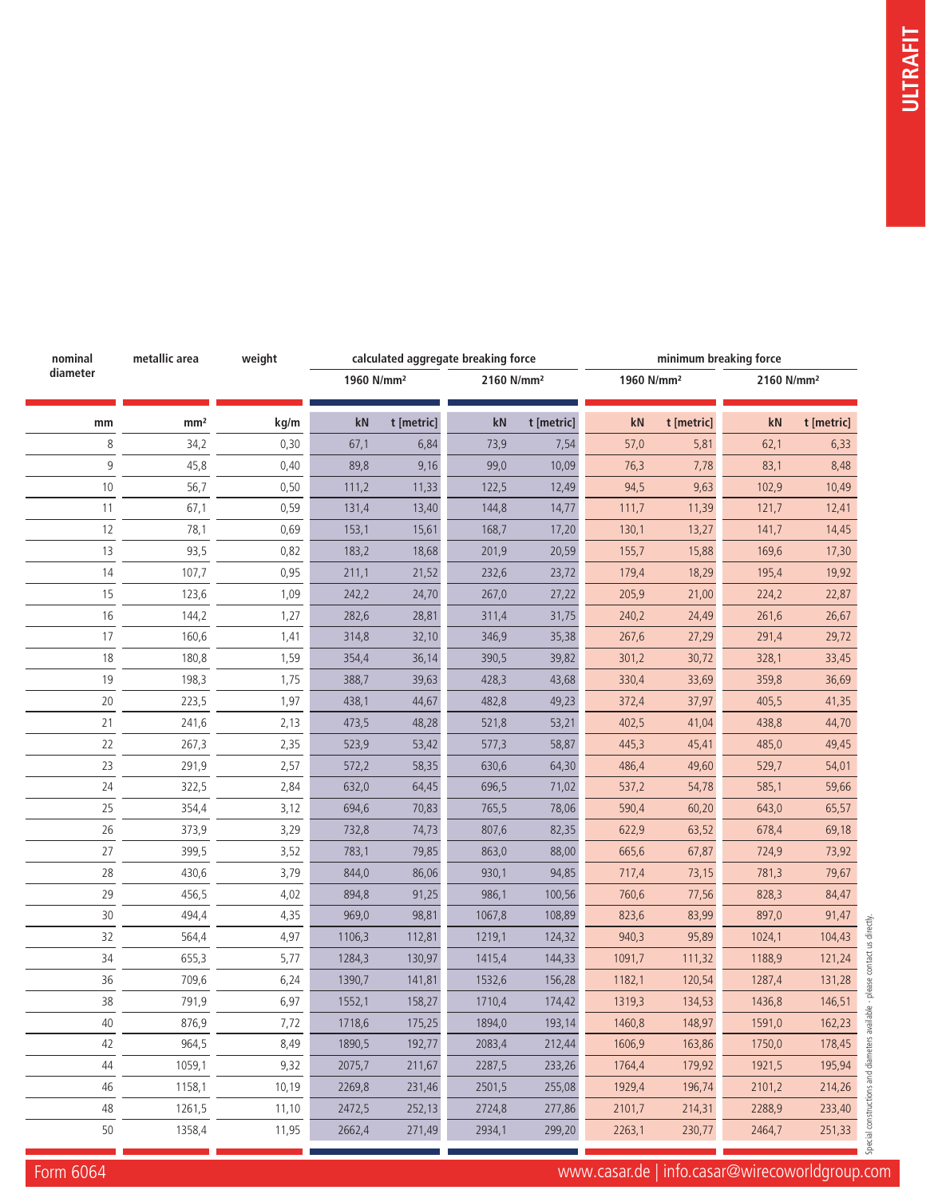| nominal diameter | metallic area | weight | calculated aggregate breaking force | | | | minimum breaking force | | | |
|---|---|---|---|---|---|---|---|---|---|---|
| | | | 1960 N/mm² | | 2160 N/mm² | | 1960 N/mm² | | 2160 N/mm² | |
| mm | mm² | kg/m | kN | t [metric] | kN | t [metric] | kN | t [metric] | kN | t [metric] |
| 8 | 34,2 | 0,30 | 67,1 | 6,84 | 73,9 | 7,54 | 57,0 | 5,81 | 62,1 | 6,33 |
| 9 | 45,8 | 0,40 | 89,8 | 9,16 | 99,0 | 10,09 | 76,3 | 7,78 | 83,1 | 8,48 |
| 10 | 56,7 | 0,50 | 111,2 | 11,33 | 122,5 | 12,49 | 94,5 | 9,63 | 102,9 | 10,49 |
| 11 | 67,1 | 0,59 | 131,4 | 13,40 | 144,8 | 14,77 | 111,7 | 11,39 | 121,7 | 12,41 |
| 12 | 78,1 | 0,69 | 153,1 | 15,61 | 168,7 | 17,20 | 130,1 | 13,27 | 141,7 | 14,45 |
| 13 | 93,5 | 0,82 | 183,2 | 18,68 | 201,9 | 20,59 | 155,7 | 15,88 | 169,6 | 17,30 |
| 14 | 107,7 | 0,95 | 211,1 | 21,52 | 232,6 | 23,72 | 179,4 | 18,29 | 195,4 | 19,92 |
| 15 | 123,6 | 1,09 | 242,2 | 24,70 | 267,0 | 27,22 | 205,9 | 21,00 | 224,2 | 22,87 |
| 16 | 144,2 | 1,27 | 282,6 | 28,81 | 311,4 | 31,75 | 240,2 | 24,49 | 261,6 | 26,67 |
| 17 | 160,6 | 1,41 | 314,8 | 32,10 | 346,9 | 35,38 | 267,6 | 27,29 | 291,4 | 29,72 |
| 18 | 180,8 | 1,59 | 354,4 | 36,14 | 390,5 | 39,82 | 301,2 | 30,72 | 328,1 | 33,45 |
| 19 | 198,3 | 1,75 | 388,7 | 39,63 | 428,3 | 43,68 | 330,4 | 33,69 | 359,8 | 36,69 |
| 20 | 223,5 | 1,97 | 438,1 | 44,67 | 482,8 | 49,23 | 372,4 | 37,97 | 405,5 | 41,35 |
| 21 | 241,6 | 2,13 | 473,5 | 48,28 | 521,8 | 53,21 | 402,5 | 41,04 | 438,8 | 44,70 |
| 22 | 267,3 | 2,35 | 523,9 | 53,42 | 577,3 | 58,87 | 445,3 | 45,41 | 485,0 | 49,45 |
| 23 | 291,9 | 2,57 | 572,2 | 58,35 | 630,6 | 64,30 | 486,4 | 49,60 | 529,7 | 54,01 |
| 24 | 322,5 | 2,84 | 632,0 | 64,45 | 696,5 | 71,02 | 537,2 | 54,78 | 585,1 | 59,66 |
| 25 | 354,4 | 3,12 | 694,6 | 70,83 | 765,5 | 78,06 | 590,4 | 60,20 | 643,0 | 65,57 |
| 26 | 373,9 | 3,29 | 732,8 | 74,73 | 807,6 | 82,35 | 622,9 | 63,52 | 678,4 | 69,18 |
| 27 | 399,5 | 3,52 | 783,1 | 79,85 | 863,0 | 88,00 | 665,6 | 67,87 | 724,9 | 73,92 |
| 28 | 430,6 | 3,79 | 844,0 | 86,06 | 930,1 | 94,85 | 717,4 | 73,15 | 781,3 | 79,67 |
| 29 | 456,5 | 4,02 | 894,8 | 91,25 | 986,1 | 100,56 | 760,6 | 77,56 | 828,3 | 84,47 |
| 30 | 494,4 | 4,35 | 969,0 | 98,81 | 1067,8 | 108,89 | 823,6 | 83,99 | 897,0 | 91,47 |
| 32 | 564,4 | 4,97 | 1106,3 | 112,81 | 1219,1 | 124,32 | 940,3 | 95,89 | 1024,1 | 104,43 |
| 34 | 655,3 | 5,77 | 1284,3 | 130,97 | 1415,4 | 144,33 | 1091,7 | 111,32 | 1188,9 | 121,24 |
| 36 | 709,6 | 6,24 | 1390,7 | 141,81 | 1532,6 | 156,28 | 1182,1 | 120,54 | 1287,4 | 131,28 |
| 38 | 791,9 | 6,97 | 1552,1 | 158,27 | 1710,4 | 174,42 | 1319,3 | 134,53 | 1436,8 | 146,51 |
| 40 | 876,9 | 7,72 | 1718,6 | 175,25 | 1894,0 | 193,14 | 1460,8 | 148,97 | 1591,0 | 162,23 |
| 42 | 964,5 | 8,49 | 1890,5 | 192,77 | 2083,4 | 212,44 | 1606,9 | 163,86 | 1750,0 | 178,45 |
| 44 | 1059,1 | 9,32 | 2075,7 | 211,67 | 2287,5 | 233,26 | 1764,4 | 179,92 | 1921,5 | 195,94 |
| 46 | 1158,1 | 10,19 | 2269,8 | 231,46 | 2501,5 | 255,08 | 1929,4 | 196,74 | 2101,2 | 214,26 |
| 48 | 1261,5 | 11,10 | 2472,5 | 252,13 | 2724,8 | 277,86 | 2101,7 | 214,31 | 2288,9 | 233,40 |
| 50 | 1358,4 | 11,95 | 2662,4 | 271,49 | 2934,1 | 299,20 | 2263,1 | 230,77 | 2464,7 | 251,33 |

Special constructions and diameters available - please contact us directly.

Form 6064

www.casar.de | info.casar@wirecoworldgroup.com